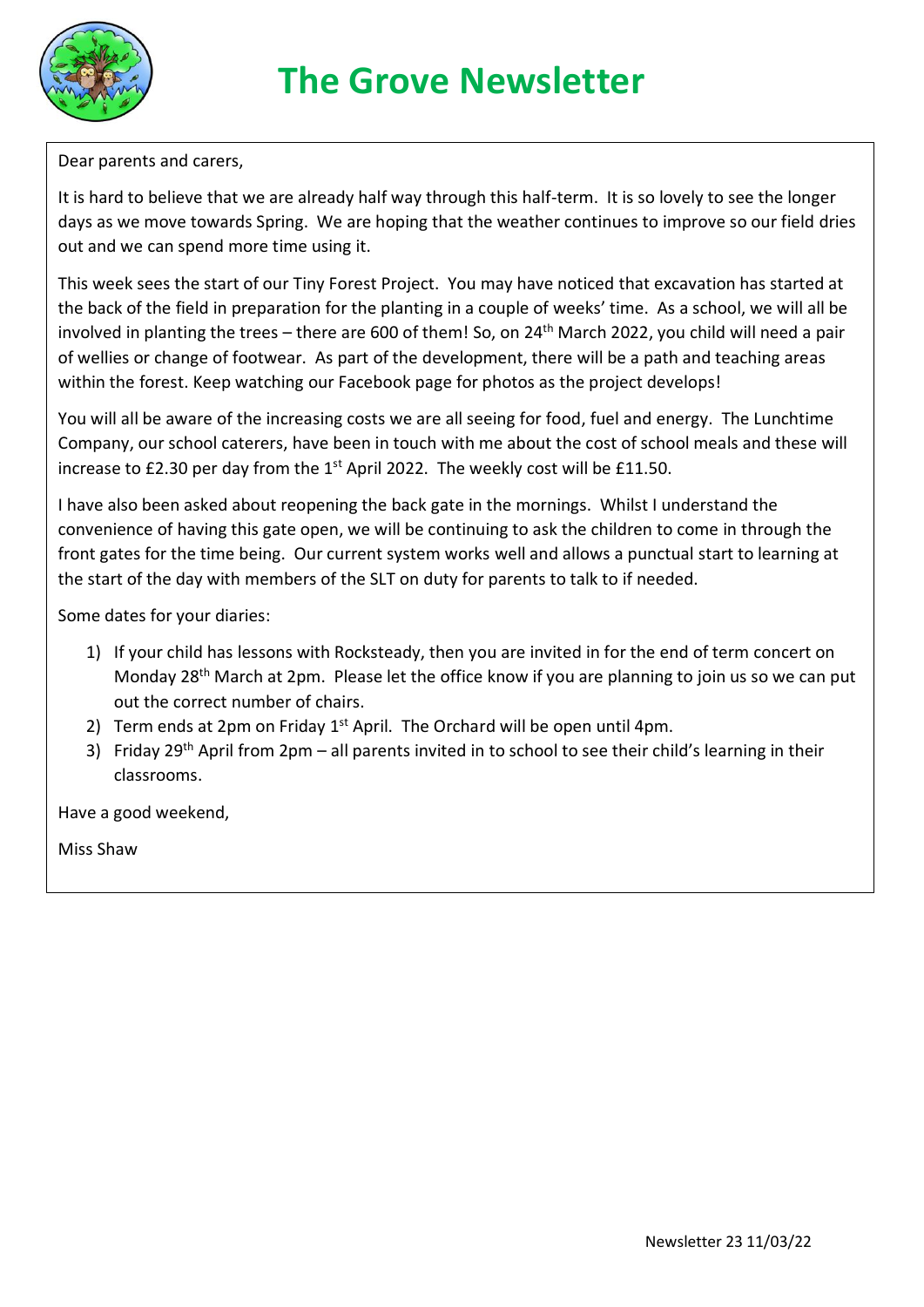# The Grove Newsletter

Dear parents and carers,

It is hard to believe that we are already half way through this half-term. It is so lovely to see the longer days as we move towards Spring. We are hoping that the weather continues to improve so our field dries out and we can spend more time using it.

This week sees the start of our Tiny Forest Project. You may have noticed that excavation has started at the back of the field in preparation for the planting in a couple of weeks' time. As a school, we will all be involved in planting the trees – there are 600 of them! So, on 24th March 2022, you child will need a pair of wellies or change of footwear. As part of the development, there will be a path and teaching areas within the forest. Keep watching our Facebook page for photos as the project develops!

You will all be aware of the increasing costs we are all seeing for food, fuel and energy. The Lunchtime Company, our school caterers, have been in touch with me about the cost of school meals and these will increase to £2.30 per day from the 1st April 2022. The weekly cost will be £11.50.

I have also been asked about reopening the back gate in the mornings. Whilst I understand the convenience of having this gate open, we will be continuing to ask the children to come in through the front gates for the time being. Our current system works well and allows a punctual start to learning at the start of the day with members of the SLT on duty for parents to talk to if needed.

Some dates for your diaries:

1) If your child has lessons with Rocksteady, then you are invited in for the end of term concert on Monday 28th March at 2pm. Please let the office know if you are planning to join us so we can put out the correct number of chairs.
2) Term ends at 2pm on Friday 1st April. The Orchard will be open until 4pm.
3) Friday 29th April from 2pm – all parents invited in to school to see their child's learning in their classrooms.

Have a good weekend,

Miss Shaw

Newsletter 23 11/03/22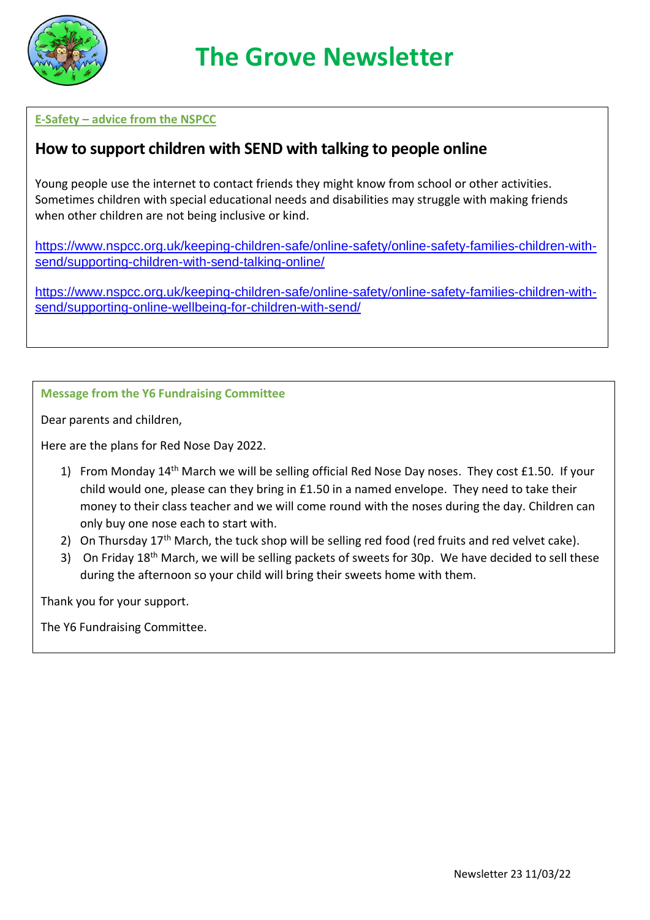# The Grove Newsletter

**E-Safety – advice from the NSPCC**

## How to support children with SEND with talking to people online

Young people use the internet to contact friends they might know from school or other activities. Sometimes children with special educational needs and disabilities may struggle with making friends when other children are not being inclusive or kind.

https://www.nspcc.org.uk/keeping-children-safe/online-safety/online-safety-families-children-with-send/supporting-children-with-send-talking-online/

https://www.nspcc.org.uk/keeping-children-safe/online-safety/online-safety-families-children-with-send/supporting-online-wellbeing-for-children-with-send/

**Message from the Y6 Fundraising Committee**

Dear parents and children,

Here are the plans for Red Nose Day 2022.

1) From Monday 14th March we will be selling official Red Nose Day noses. They cost £1.50. If your child would one, please can they bring in £1.50 in a named envelope. They need to take their money to their class teacher and we will come round with the noses during the day. Children can only buy one nose each to start with.
2) On Thursday 17th March, the tuck shop will be selling red food (red fruits and red velvet cake).
3) On Friday 18th March, we will be selling packets of sweets for 30p. We have decided to sell these during the afternoon so your child will bring their sweets home with them.

Thank you for your support.

The Y6 Fundraising Committee.

Newsletter 23 11/03/22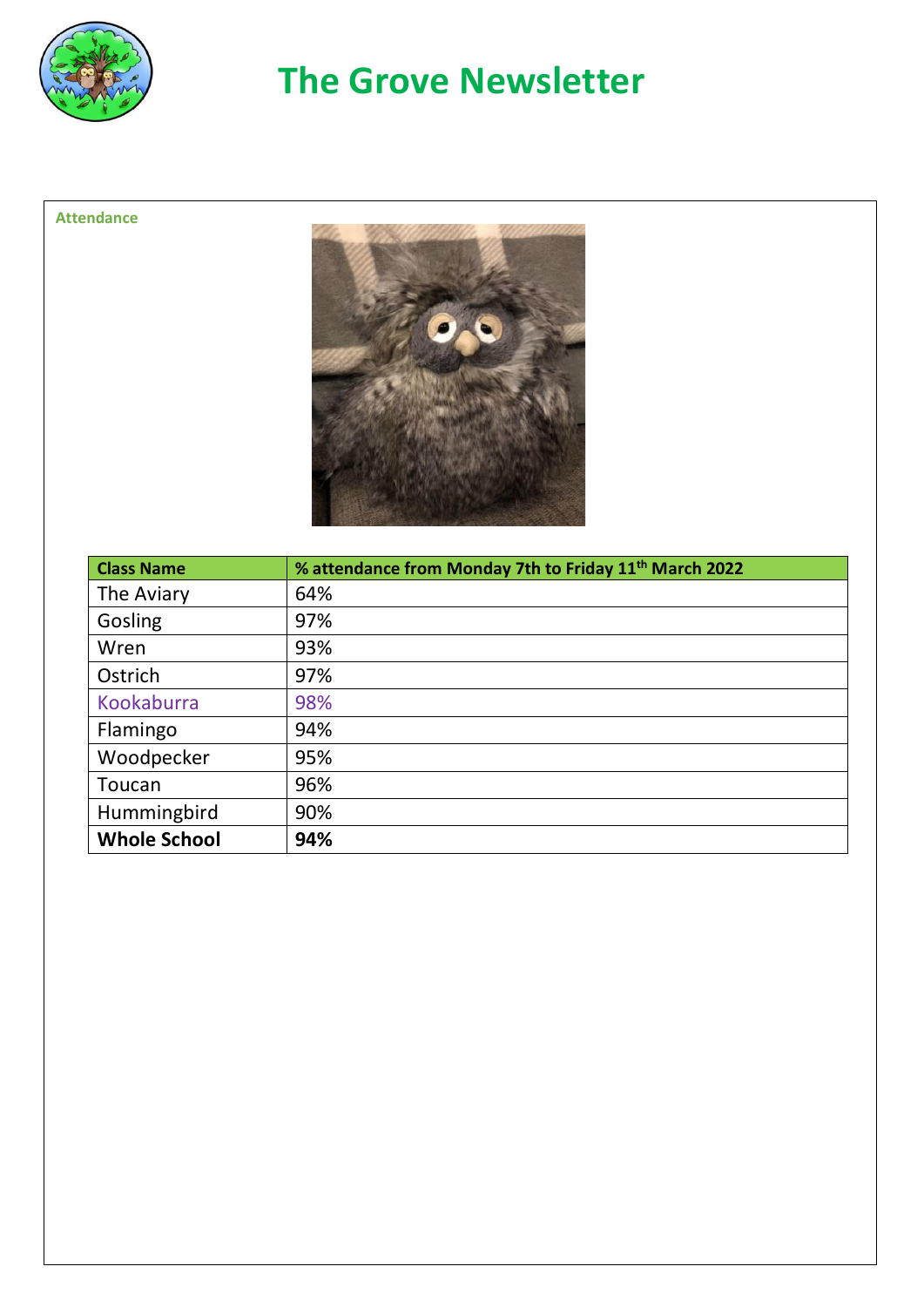# The Grove Newsletter

## Attendance

| Class Name | % attendance from Monday 7th to Friday 11th March 2022 |
|---|---|
| The Aviary | 64% |
| Gosling | 97% |
| Wren | 93% |
| Ostrich | 97% |
| Kookaburra | 98% |
| Flamingo | 94% |
| Woodpecker | 95% |
| Toucan | 96% |
| Hummingbird | 90% |
| **Whole School** | **94%** |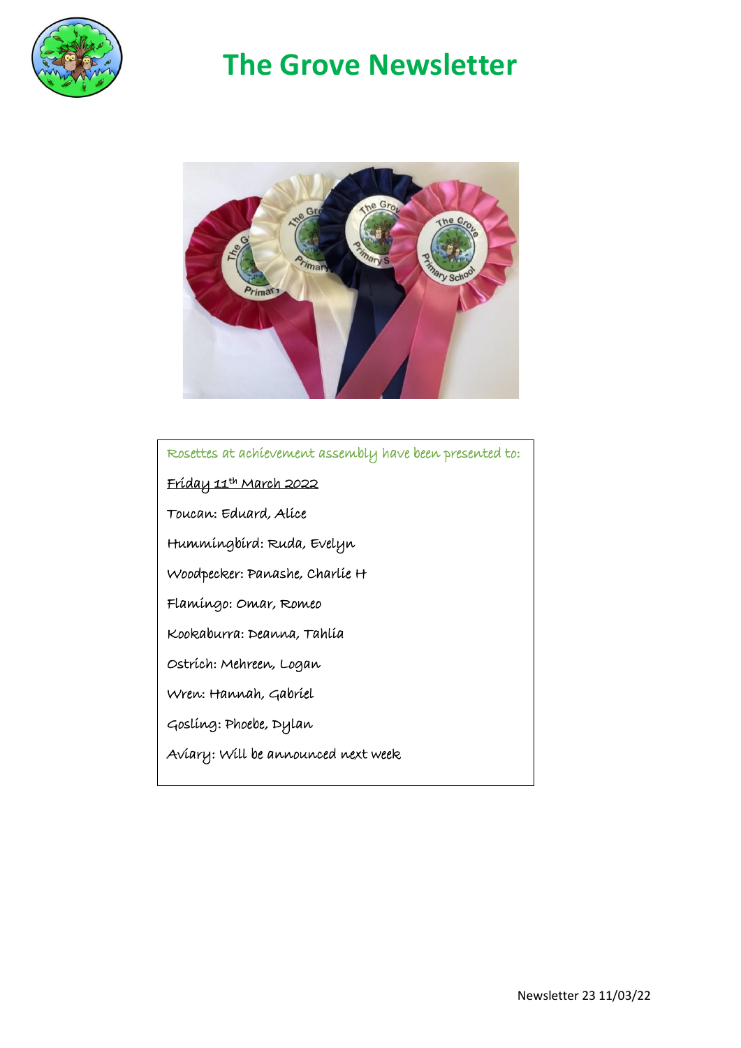# The Grove Newsletter

Rosettes at achievement assembly have been presented to:

Friday 11th March 2022

Toucan: Eduard, Alice

Hummingbird: Ruda, Evelyn

Woodpecker: Panashe, Charlie H

Flamingo: Omar, Romeo

Kookaburra: Deanna, Tahlia

Ostrich: Mehreen, Logan

Wren: Hannah, Gabriel

Gosling: Phoebe, Dylan

Aviary: Will be announced next week